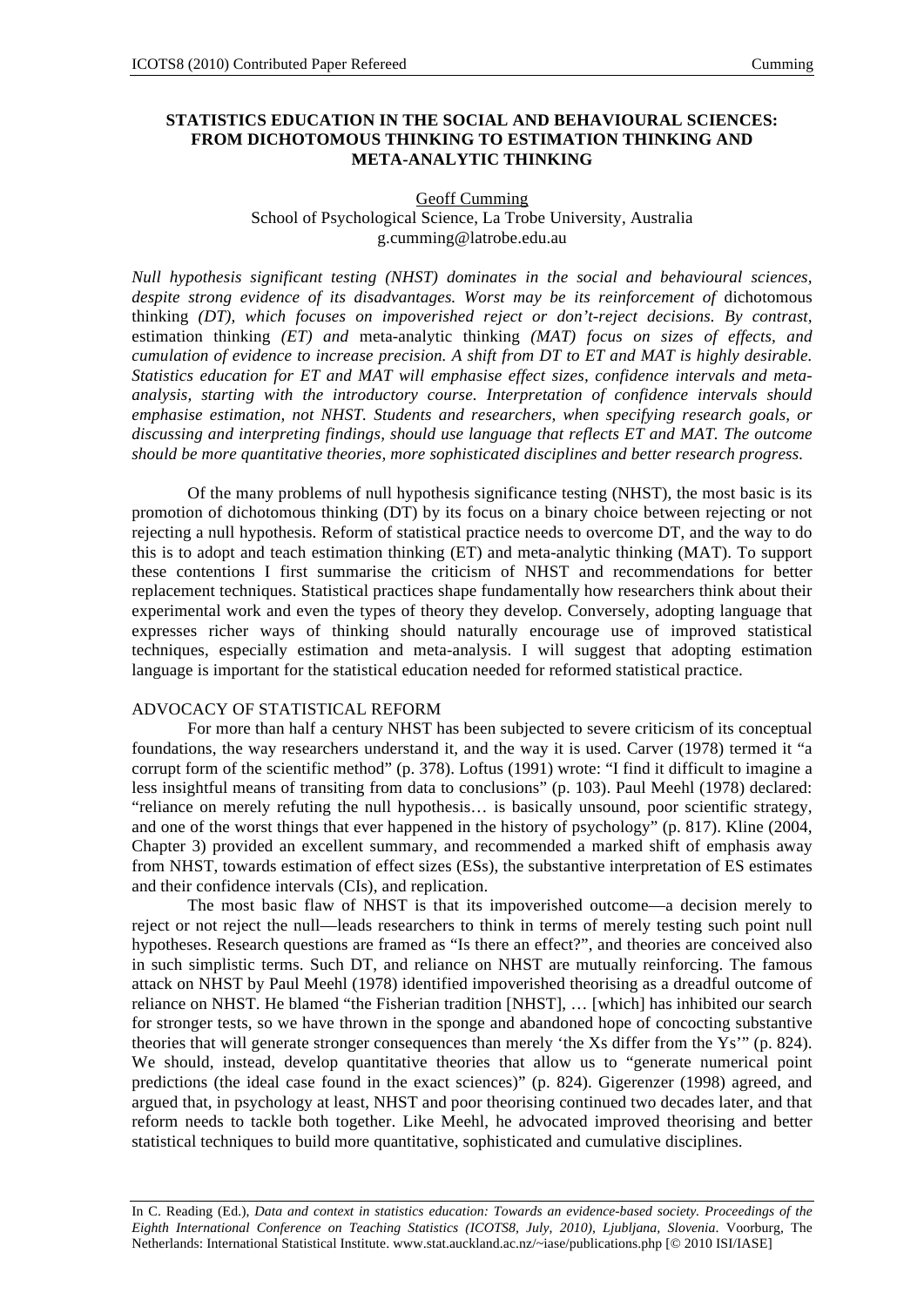# STATISTICS EDUCATION IN THE SOCIAL AND BEHAVIOURAL SCIENCES: FROM DICHOTOMOUS THINKING TO ESTIMATION THINKING AND META-ANALYTIC THINKING

Geoff Cumming
School of Psychological Science, La Trobe University, Australia
g.cumming@latrobe.edu.au

*Null hypothesis significant testing (NHST) dominates in the social and behavioural sciences, despite strong evidence of its disadvantages. Worst may be its reinforcement of* dichotomous thinking *(DT), which focuses on impoverished reject or don't-reject decisions. By contrast,* estimation thinking *(ET) and* meta-analytic thinking *(MAT) focus on sizes of effects, and cumulation of evidence to increase precision. A shift from DT to ET and MAT is highly desirable. Statistics education for ET and MAT will emphasise effect sizes, confidence intervals and meta-analysis, starting with the introductory course. Interpretation of confidence intervals should emphasise estimation, not NHST. Students and researchers, when specifying research goals, or discussing and interpreting findings, should use language that reflects ET and MAT. The outcome should be more quantitative theories, more sophisticated disciplines and better research progress.*

Of the many problems of null hypothesis significance testing (NHST), the most basic is its promotion of dichotomous thinking (DT) by its focus on a binary choice between rejecting or not rejecting a null hypothesis. Reform of statistical practice needs to overcome DT, and the way to do this is to adopt and teach estimation thinking (ET) and meta-analytic thinking (MAT). To support these contentions I first summarise the criticism of NHST and recommendations for better replacement techniques. Statistical practices shape fundamentally how researchers think about their experimental work and even the types of theory they develop. Conversely, adopting language that expresses richer ways of thinking should naturally encourage use of improved statistical techniques, especially estimation and meta-analysis. I will suggest that adopting estimation language is important for the statistical education needed for reformed statistical practice.

## ADVOCACY OF STATISTICAL REFORM

For more than half a century NHST has been subjected to severe criticism of its conceptual foundations, the way researchers understand it, and the way it is used. Carver (1978) termed it "a corrupt form of the scientific method" (p. 378). Loftus (1991) wrote: "I find it difficult to imagine a less insightful means of transiting from data to conclusions" (p. 103). Paul Meehl (1978) declared: "reliance on merely refuting the null hypothesis… is basically unsound, poor scientific strategy, and one of the worst things that ever happened in the history of psychology" (p. 817). Kline (2004, Chapter 3) provided an excellent summary, and recommended a marked shift of emphasis away from NHST, towards estimation of effect sizes (ESs), the substantive interpretation of ES estimates and their confidence intervals (CIs), and replication.

The most basic flaw of NHST is that its impoverished outcome—a decision merely to reject or not reject the null—leads researchers to think in terms of merely testing such point null hypotheses. Research questions are framed as "Is there an effect?", and theories are conceived also in such simplistic terms. Such DT, and reliance on NHST are mutually reinforcing. The famous attack on NHST by Paul Meehl (1978) identified impoverished theorising as a dreadful outcome of reliance on NHST. He blamed "the Fisherian tradition [NHST], … [which] has inhibited our search for stronger tests, so we have thrown in the sponge and abandoned hope of concocting substantive theories that will generate stronger consequences than merely 'the Xs differ from the Ys'" (p. 824). We should, instead, develop quantitative theories that allow us to "generate numerical point predictions (the ideal case found in the exact sciences)" (p. 824). Gigerenzer (1998) agreed, and argued that, in psychology at least, NHST and poor theorising continued two decades later, and that reform needs to tackle both together. Like Meehl, he advocated improved theorising and better statistical techniques to build more quantitative, sophisticated and cumulative disciplines.

In C. Reading (Ed.), *Data and context in statistics education: Towards an evidence-based society. Proceedings of the Eighth International Conference on Teaching Statistics (ICOTS8, July, 2010), Ljubljana, Slovenia*. Voorburg, The Netherlands: International Statistical Institute. www.stat.auckland.ac.nz/~iase/publications.php [© 2010 ISI/IASE]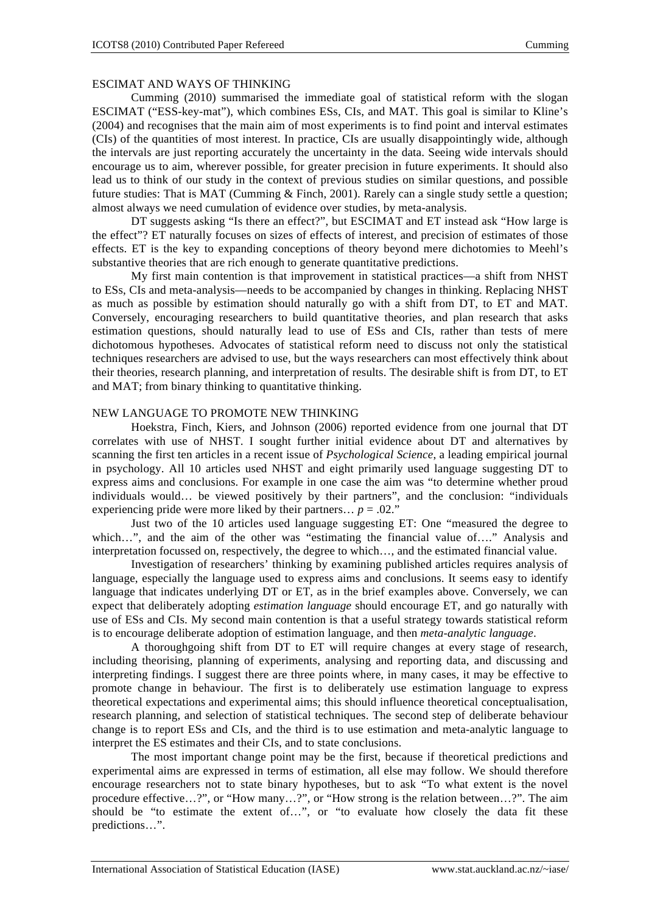## ESCIMAT AND WAYS OF THINKING

Cumming (2010) summarised the immediate goal of statistical reform with the slogan ESCIMAT ("ESS-key-mat"), which combines ESs, CIs, and MAT. This goal is similar to Kline's (2004) and recognises that the main aim of most experiments is to find point and interval estimates (CIs) of the quantities of most interest. In practice, CIs are usually disappointingly wide, although the intervals are just reporting accurately the uncertainty in the data. Seeing wide intervals should encourage us to aim, wherever possible, for greater precision in future experiments. It should also lead us to think of our study in the context of previous studies on similar questions, and possible future studies: That is MAT (Cumming & Finch, 2001). Rarely can a single study settle a question; almost always we need cumulation of evidence over studies, by meta-analysis.

DT suggests asking "Is there an effect?", but ESCIMAT and ET instead ask "How large is the effect"? ET naturally focuses on sizes of effects of interest, and precision of estimates of those effects. ET is the key to expanding conceptions of theory beyond mere dichotomies to Meehl's substantive theories that are rich enough to generate quantitative predictions.

My first main contention is that improvement in statistical practices—a shift from NHST to ESs, CIs and meta-analysis—needs to be accompanied by changes in thinking. Replacing NHST as much as possible by estimation should naturally go with a shift from DT, to ET and MAT. Conversely, encouraging researchers to build quantitative theories, and plan research that asks estimation questions, should naturally lead to use of ESs and CIs, rather than tests of mere dichotomous hypotheses. Advocates of statistical reform need to discuss not only the statistical techniques researchers are advised to use, but the ways researchers can most effectively think about their theories, research planning, and interpretation of results. The desirable shift is from DT, to ET and MAT; from binary thinking to quantitative thinking.

## NEW LANGUAGE TO PROMOTE NEW THINKING

Hoekstra, Finch, Kiers, and Johnson (2006) reported evidence from one journal that DT correlates with use of NHST. I sought further initial evidence about DT and alternatives by scanning the first ten articles in a recent issue of *Psychological Science*, a leading empirical journal in psychology. All 10 articles used NHST and eight primarily used language suggesting DT to express aims and conclusions. For example in one case the aim was "to determine whether proud individuals would… be viewed positively by their partners", and the conclusion: "individuals experiencing pride were more liked by their partners… $p = .02$."

Just two of the 10 articles used language suggesting ET: One "measured the degree to which…", and the aim of the other was "estimating the financial value of…." Analysis and interpretation focussed on, respectively, the degree to which…, and the estimated financial value.

Investigation of researchers' thinking by examining published articles requires analysis of language, especially the language used to express aims and conclusions. It seems easy to identify language that indicates underlying DT or ET, as in the brief examples above. Conversely, we can expect that deliberately adopting *estimation language* should encourage ET, and go naturally with use of ESs and CIs. My second main contention is that a useful strategy towards statistical reform is to encourage deliberate adoption of estimation language, and then *meta-analytic language*.

A thoroughgoing shift from DT to ET will require changes at every stage of research, including theorising, planning of experiments, analysing and reporting data, and discussing and interpreting findings. I suggest there are three points where, in many cases, it may be effective to promote change in behaviour. The first is to deliberately use estimation language to express theoretical expectations and experimental aims; this should influence theoretical conceptualisation, research planning, and selection of statistical techniques. The second step of deliberate behaviour change is to report ESs and CIs, and the third is to use estimation and meta-analytic language to interpret the ES estimates and their CIs, and to state conclusions.

The most important change point may be the first, because if theoretical predictions and experimental aims are expressed in terms of estimation, all else may follow. We should therefore encourage researchers not to state binary hypotheses, but to ask "To what extent is the novel procedure effective…?", or "How many…?", or "How strong is the relation between…?". The aim should be "to estimate the extent of…", or "to evaluate how closely the data fit these predictions…".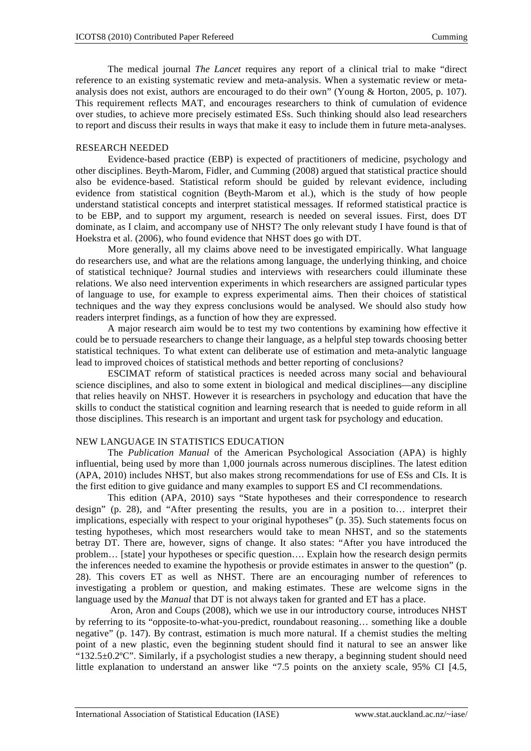The medical journal *The Lancet* requires any report of a clinical trial to make "direct reference to an existing systematic review and meta-analysis. When a systematic review or meta-analysis does not exist, authors are encouraged to do their own" (Young & Horton, 2005, p. 107). This requirement reflects MAT, and encourages researchers to think of cumulation of evidence over studies, to achieve more precisely estimated ESs. Such thinking should also lead researchers to report and discuss their results in ways that make it easy to include them in future meta-analyses.

## RESEARCH NEEDED

Evidence-based practice (EBP) is expected of practitioners of medicine, psychology and other disciplines. Beyth-Marom, Fidler, and Cumming (2008) argued that statistical practice should also be evidence-based. Statistical reform should be guided by relevant evidence, including evidence from statistical cognition (Beyth-Marom et al.), which is the study of how people understand statistical concepts and interpret statistical messages. If reformed statistical practice is to be EBP, and to support my argument, research is needed on several issues. First, does DT dominate, as I claim, and accompany use of NHST? The only relevant study I have found is that of Hoekstra et al. (2006), who found evidence that NHST does go with DT.

More generally, all my claims above need to be investigated empirically. What language do researchers use, and what are the relations among language, the underlying thinking, and choice of statistical technique? Journal studies and interviews with researchers could illuminate these relations. We also need intervention experiments in which researchers are assigned particular types of language to use, for example to express experimental aims. Then their choices of statistical techniques and the way they express conclusions would be analysed. We should also study how readers interpret findings, as a function of how they are expressed.

A major research aim would be to test my two contentions by examining how effective it could be to persuade researchers to change their language, as a helpful step towards choosing better statistical techniques. To what extent can deliberate use of estimation and meta-analytic language lead to improved choices of statistical methods and better reporting of conclusions?

ESCIMAT reform of statistical practices is needed across many social and behavioural science disciplines, and also to some extent in biological and medical disciplines—any discipline that relies heavily on NHST. However it is researchers in psychology and education that have the skills to conduct the statistical cognition and learning research that is needed to guide reform in all those disciplines. This research is an important and urgent task for psychology and education.

## NEW LANGUAGE IN STATISTICS EDUCATION

The *Publication Manual* of the American Psychological Association (APA) is highly influential, being used by more than 1,000 journals across numerous disciplines. The latest edition (APA, 2010) includes NHST, but also makes strong recommendations for use of ESs and CIs. It is the first edition to give guidance and many examples to support ES and CI recommendations.

This edition (APA, 2010) says "State hypotheses and their correspondence to research design" (p. 28), and "After presenting the results, you are in a position to… interpret their implications, especially with respect to your original hypotheses" (p. 35). Such statements focus on testing hypotheses, which most researchers would take to mean NHST, and so the statements betray DT. There are, however, signs of change. It also states: "After you have introduced the problem… [state] your hypotheses or specific question…. Explain how the research design permits the inferences needed to examine the hypothesis or provide estimates in answer to the question" (p. 28). This covers ET as well as NHST. There are an encouraging number of references to investigating a problem or question, and making estimates. These are welcome signs in the language used by the *Manual* that DT is not always taken for granted and ET has a place.

Aron, Aron and Coups (2008), which we use in our introductory course, introduces NHST by referring to its "opposite-to-what-you-predict, roundabout reasoning… something like a double negative" (p. 147). By contrast, estimation is much more natural. If a chemist studies the melting point of a new plastic, even the beginning student should find it natural to see an answer like "132.5±0.2ºC". Similarly, if a psychologist studies a new therapy, a beginning student should need little explanation to understand an answer like "7.5 points on the anxiety scale, 95% CI [4.5,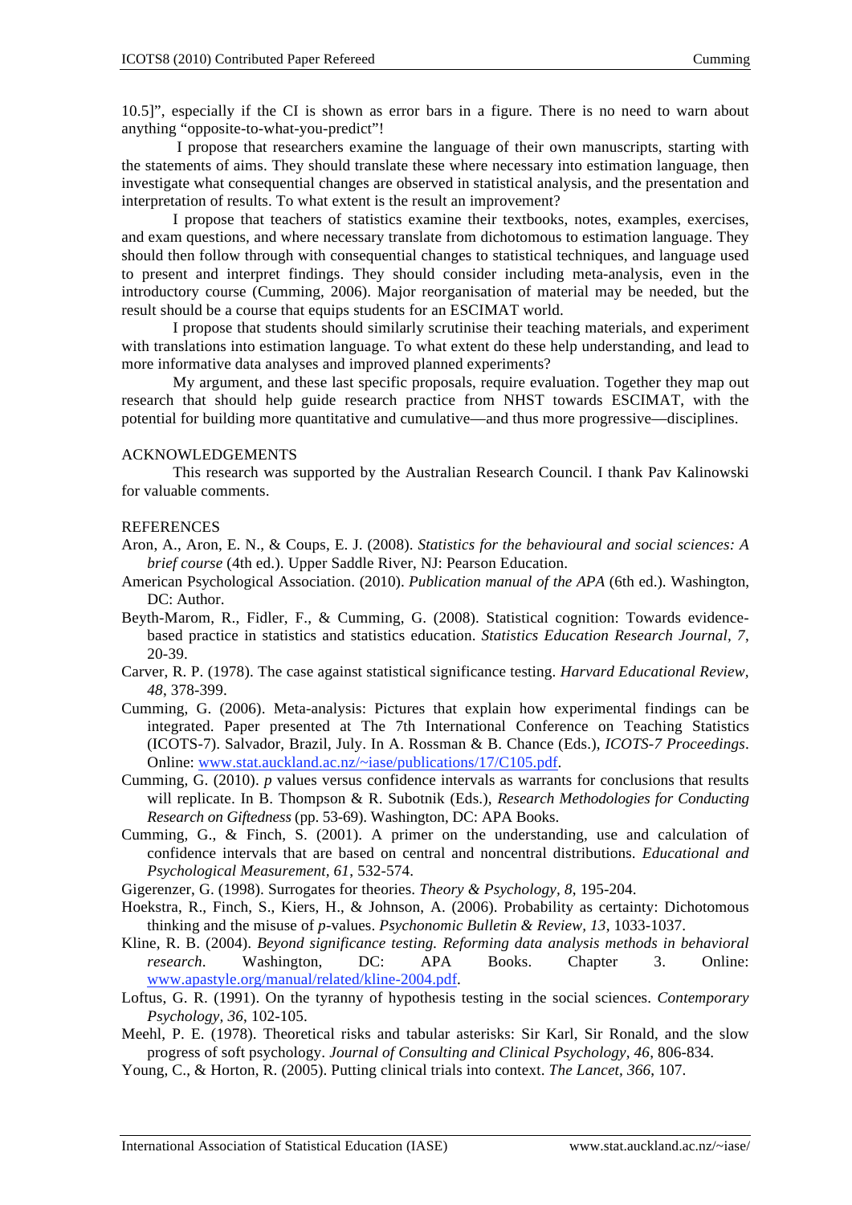10.5]", especially if the CI is shown as error bars in a figure. There is no need to warn about anything "opposite-to-what-you-predict"!

I propose that researchers examine the language of their own manuscripts, starting with the statements of aims. They should translate these where necessary into estimation language, then investigate what consequential changes are observed in statistical analysis, and the presentation and interpretation of results. To what extent is the result an improvement?

I propose that teachers of statistics examine their textbooks, notes, examples, exercises, and exam questions, and where necessary translate from dichotomous to estimation language. They should then follow through with consequential changes to statistical techniques, and language used to present and interpret findings. They should consider including meta-analysis, even in the introductory course (Cumming, 2006). Major reorganisation of material may be needed, but the result should be a course that equips students for an ESCIMAT world.

I propose that students should similarly scrutinise their teaching materials, and experiment with translations into estimation language. To what extent do these help understanding, and lead to more informative data analyses and improved planned experiments?

My argument, and these last specific proposals, require evaluation. Together they map out research that should help guide research practice from NHST towards ESCIMAT, with the potential for building more quantitative and cumulative—and thus more progressive—disciplines.

## ACKNOWLEDGEMENTS

This research was supported by the Australian Research Council. I thank Pav Kalinowski for valuable comments.

## REFERENCES

Aron, A., Aron, E. N., & Coups, E. J. (2008). *Statistics for the behavioural and social sciences: A brief course* (4th ed.). Upper Saddle River, NJ: Pearson Education.

American Psychological Association. (2010). *Publication manual of the APA* (6th ed.). Washington, DC: Author.

Beyth-Marom, R., Fidler, F., & Cumming, G. (2008). Statistical cognition: Towards evidence-based practice in statistics and statistics education. *Statistics Education Research Journal, 7*, 20-39.

Carver, R. P. (1978). The case against statistical significance testing. *Harvard Educational Review, 48*, 378-399.

Cumming, G. (2006). Meta-analysis: Pictures that explain how experimental findings can be integrated. Paper presented at The 7th International Conference on Teaching Statistics (ICOTS-7). Salvador, Brazil, July. In A. Rossman & B. Chance (Eds.), *ICOTS-7 Proceedings*. Online: www.stat.auckland.ac.nz/~iase/publications/17/C105.pdf.

Cumming, G. (2010). *p* values versus confidence intervals as warrants for conclusions that results will replicate. In B. Thompson & R. Subotnik (Eds.), *Research Methodologies for Conducting Research on Giftedness* (pp. 53-69). Washington, DC: APA Books.

Cumming, G., & Finch, S. (2001). A primer on the understanding, use and calculation of confidence intervals that are based on central and noncentral distributions. *Educational and Psychological Measurement, 61*, 532-574.

Gigerenzer, G. (1998). Surrogates for theories. *Theory & Psychology, 8*, 195-204.

Hoekstra, R., Finch, S., Kiers, H., & Johnson, A. (2006). Probability as certainty: Dichotomous thinking and the misuse of *p*-values. *Psychonomic Bulletin & Review, 13*, 1033-1037.

Kline, R. B. (2004). *Beyond significance testing. Reforming data analysis methods in behavioral research*. Washington, DC: APA Books. Chapter 3. Online: www.apastyle.org/manual/related/kline-2004.pdf.

Loftus, G. R. (1991). On the tyranny of hypothesis testing in the social sciences. *Contemporary Psychology, 36*, 102-105.

Meehl, P. E. (1978). Theoretical risks and tabular asterisks: Sir Karl, Sir Ronald, and the slow progress of soft psychology. *Journal of Consulting and Clinical Psychology, 46*, 806-834.

Young, C., & Horton, R. (2005). Putting clinical trials into context. *The Lancet, 366*, 107.